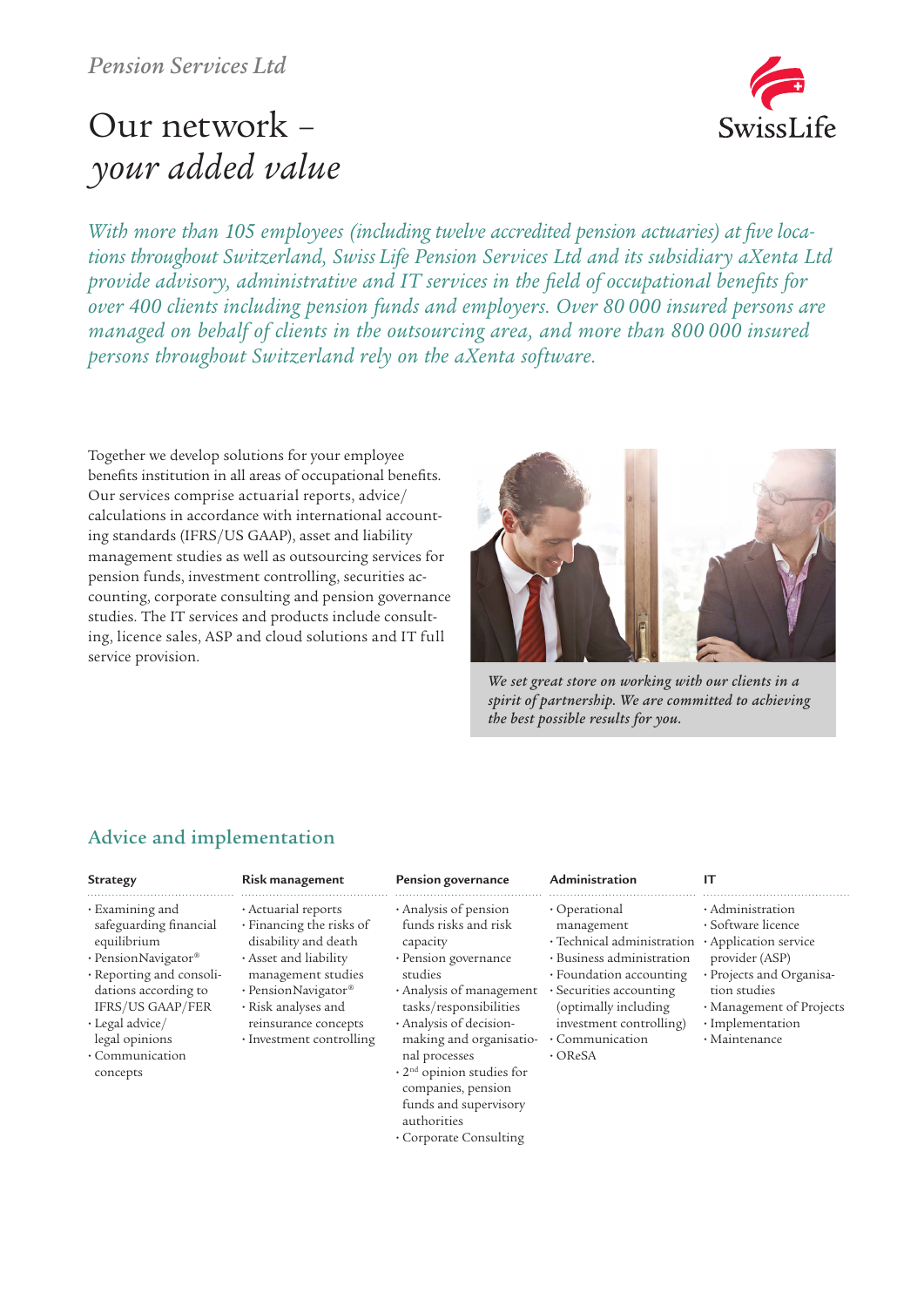*Pension Services Ltd*

# Our network – *your added value*

*With more than 105 employees (including twelve accredited pension actuaries) at five locations throughout Switzerland, Swiss Life Pension Services Ltd and its subsidiary aXenta Ltd provide advisory, administrative and IT services in the field of occupational benefits for over 400 clients including pension funds and employers. Over 80 000 insured persons are managed on behalf of clients in the outsourcing area, and more than 800 000 insured persons throughout Switzerland rely on the aXenta software.*

Together we develop solutions for your employee benefits institution in all areas of occupational benefits. Our services comprise actuarial reports, advice/calculations in accordance with international accounting standards (IFRS/US GAAP), asset and liability management studies as well as outsourcing services for pension funds, investment controlling, securities accounting, corporate consulting and pension governance studies. The IT services and products include consulting, licence sales, ASP and cloud solutions and IT full service provision.

*We set great store on working with our clients in a spirit of partnership. We are committed to achieving the best possible results for you.*

## Advice and implementation

**Strategy**

- Examining and safeguarding financial equilibrium
- PensionNavigator®
- Reporting and consolidations according to IFRS/US GAAP/FER
- Legal advice/legal opinions
- Communication concepts

**Risk management**

- Actuarial reports
- Financing the risks of disability and death
- Asset and liability management studies
- PensionNavigator®
- Risk analyses and reinsurance concepts
- Investment controlling

**Pension governance**

- Analysis of pension funds risks and risk capacity
- Pension governance studies
- Analysis of management tasks/responsibilities
- Analysis of decision-making and organisational processes
- 2nd opinion studies for companies, pension funds and supervisory authorities
- Corporate Consulting

**Administration**

- Operational management
- Technical administration
- Business administration
- Foundation accounting
- Securities accounting (optimally including investment controlling)
- Communication
- OReSA

**IT**

- Administration
- Software licence
- Application service provider (ASP)
- Projects and Organisation studies
- Management of Projects
- Implementation
- Maintenance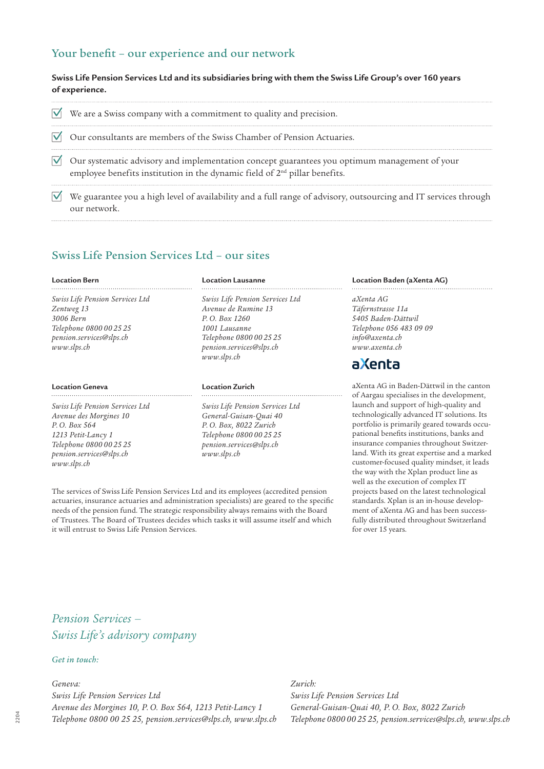## Your benefit – our experience and our network

**Swiss Life Pension Services Ltd and its subsidiaries bring with them the Swiss Life Group's over 160 years of experience.**

- We are a Swiss company with a commitment to quality and precision.
- Our consultants are members of the Swiss Chamber of Pension Actuaries.
- Our systematic advisory and implementation concept guarantees you optimum management of your employee benefits institution in the dynamic field of 2nd pillar benefits.
- We guarantee you a high level of availability and a full range of advisory, outsourcing and IT services through our network.

## Swiss Life Pension Services Ltd – our sites

**Location Bern**

*Swiss Life Pension Services Ltd*
*Zentweg 13*
*3006 Bern*
*Telephone 0800 00 25 25*
*pension.services@slps.ch*
*www.slps.ch*

**Location Lausanne**

*Swiss Life Pension Services Ltd*
*Avenue de Rumine 13*
*P. O. Box 1260*
*1001 Lausanne*
*Telephone 0800 00 25 25*
*pension.services@slps.ch*
*www.slps.ch*

**Location Geneva**

*Swiss Life Pension Services Ltd*
*Avenue des Morgines 10*
*P. O. Box 564*
*1213 Petit-Lancy 1*
*Telephone 0800 00 25 25*
*pension.services@slps.ch*
*www.slps.ch*

**Location Zurich**

*Swiss Life Pension Services Ltd*
*General-Guisan-Quai 40*
*P. O. Box, 8022 Zurich*
*Telephone 0800 00 25 25*
*pension.services@slps.ch*
*www.slps.ch*

The services of Swiss Life Pension Services Ltd and its employees (accredited pension actuaries, insurance actuaries and administration specialists) are geared to the specific needs of the pension fund. The strategic responsibility always remains with the Board of Trustees. The Board of Trustees decides which tasks it will assume itself and which it will entrust to Swiss Life Pension Services.

**Location Baden (aXenta AG)**

*aXenta AG*
*Täfernstrasse 11a*
*5405 Baden-Dättwil*
*Telephone 056 483 09 09*
*info@axenta.ch*
*www.axenta.ch*

aXenta

aXenta AG in Baden-Dättwil in the canton of Aargau specialises in the development, launch and support of high-quality and technologically advanced IT solutions. Its portfolio is primarily geared towards occupational benefits institutions, banks and insurance companies throughout Switzerland. With its great expertise and a marked customer-focused quality mindset, it leads the way with the Xplan product line as well as the execution of complex IT projects based on the latest technological standards. Xplan is an in-house development of aXenta AG and has been successfully distributed throughout Switzerland for over 15 years.

*Pension Services –*
*Swiss Life's advisory company*

*Get in touch:*

*Geneva:*
*Swiss Life Pension Services Ltd*
*Avenue des Morgines 10, P. O. Box 564, 1213 Petit-Lancy 1*
*Telephone 0800 00 25 25, pension.services@slps.ch, www.slps.ch*

*Zurich:*
*Swiss Life Pension Services Ltd*
*General-Guisan-Quai 40, P. O. Box, 8022 Zurich*
*Telephone 0800 00 25 25, pension.services@slps.ch, www.slps.ch*

2204